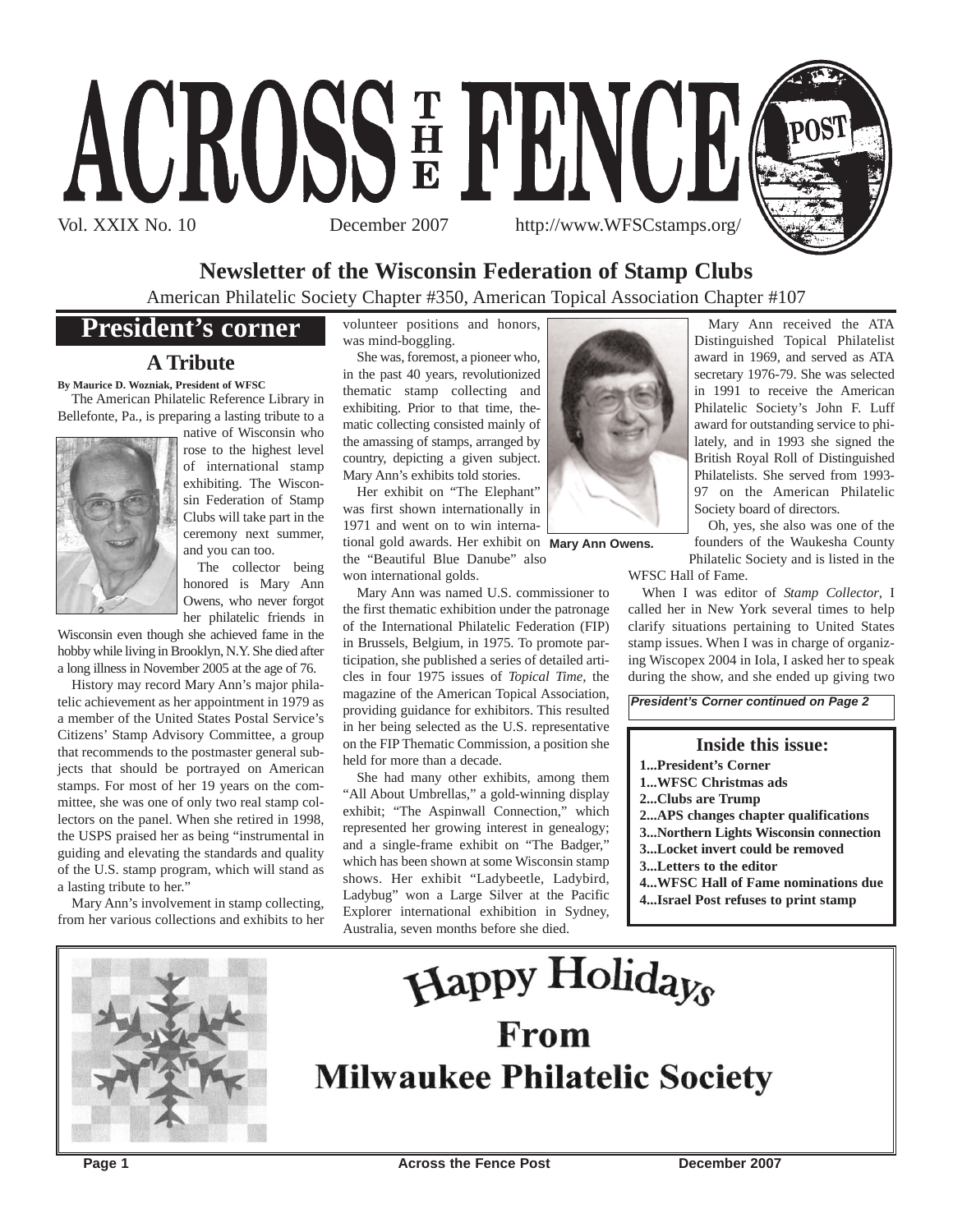# ACROSS THE FENCE POST

Vol. XXIX No. 10 December 2007 http://www.WFSCstamps.org/

## Newsletter of the Wisconsin Federation of Stamp Clubs

American Philatelic Society Chapter #350, American Topical Association Chapter #107

## President's corner

### A Tribute

**By Maurice D. Wozniak, President of WFSC**

The American Philatelic Reference Library in Bellefonte, Pa., is preparing a lasting tribute to a native of Wisconsin who rose to the highest level of international stamp exhibiting. The Wisconsin Federation of Stamp Clubs will take part in the ceremony next summer, and you can too.

The collector being honored is Mary Ann Owens, who never forgot her philatelic friends in Wisconsin even though she achieved fame in the hobby while living in Brooklyn, N.Y. She died after a long illness in November 2005 at the age of 76.

History may record Mary Ann's major philatelic achievement as her appointment in 1979 as a member of the United States Postal Service's Citizens' Stamp Advisory Committee, a group that recommends to the postmaster general subjects that should be portrayed on American stamps. For most of her 19 years on the committee, she was one of only two real stamp collectors on the panel. When she retired in 1998, the USPS praised her as being "instrumental in guiding and elevating the standards and quality of the U.S. stamp program, which will stand as a lasting tribute to her."

Mary Ann's involvement in stamp collecting, from her various collections and exhibits to her volunteer positions and honors, was mind-boggling.

She was, foremost, a pioneer who, in the past 40 years, revolutionized thematic stamp collecting and exhibiting. Prior to that time, thematic collecting consisted mainly of the amassing of stamps, arranged by country, depicting a given subject. Mary Ann's exhibits told stories.

Her exhibit on "The Elephant" was first shown internationally in 1971 and went on to win international gold awards. Her exhibit on the "Beautiful Blue Danube" also won international golds.

Mary Ann Owens.

Mary Ann was named U.S. commissioner to the first thematic exhibition under the patronage of the International Philatelic Federation (FIP) in Brussels, Belgium, in 1975. To promote participation, she published a series of detailed articles in four 1975 issues of *Topical Time*, the magazine of the American Topical Association, providing guidance for exhibitors. This resulted in her being selected as the U.S. representative on the FIP Thematic Commission, a position she held for more than a decade.

She had many other exhibits, among them "All About Umbrellas," a gold-winning display exhibit; "The Aspinwall Connection," which represented her growing interest in genealogy; and a single-frame exhibit on "The Badger," which has been shown at some Wisconsin stamp shows. Her exhibit "Ladybeetle, Ladybird, Ladybug" won a Large Silver at the Pacific Explorer international exhibition in Sydney, Australia, seven months before she died.

Mary Ann received the ATA Distinguished Topical Philatelist award in 1969, and served as ATA secretary 1976-79. She was selected in 1991 to receive the American Philatelic Society's John F. Luff award for outstanding service to philately, and in 1993 she signed the British Royal Roll of Distinguished Philatelists. She served from 1993-97 on the American Philatelic Society board of directors.

Oh, yes, she also was one of the founders of the Waukesha County Philatelic Society and is listed in the WFSC Hall of Fame.

When I was editor of *Stamp Collector*, I called her in New York several times to help clarify situations pertaining to United States stamp issues. When I was in charge of organizing Wiscopex 2004 in Iola, I asked her to speak during the show, and she ended up giving two

***President's Corner continued on Page 2***

### Inside this issue:

**1...President's Corner**
**1...WFSC Christmas ads**
**2...Clubs are Trump**
**2...APS changes chapter qualifications**
**3...Northern Lights Wisconsin connection**
**3...Locket invert could be removed**
**3...Letters to the editor**
**4...WFSC Hall of Fame nominations due**
**4...Israel Post refuses to print stamp**

Happy Holidays

**From**

**Milwaukee Philatelic Society**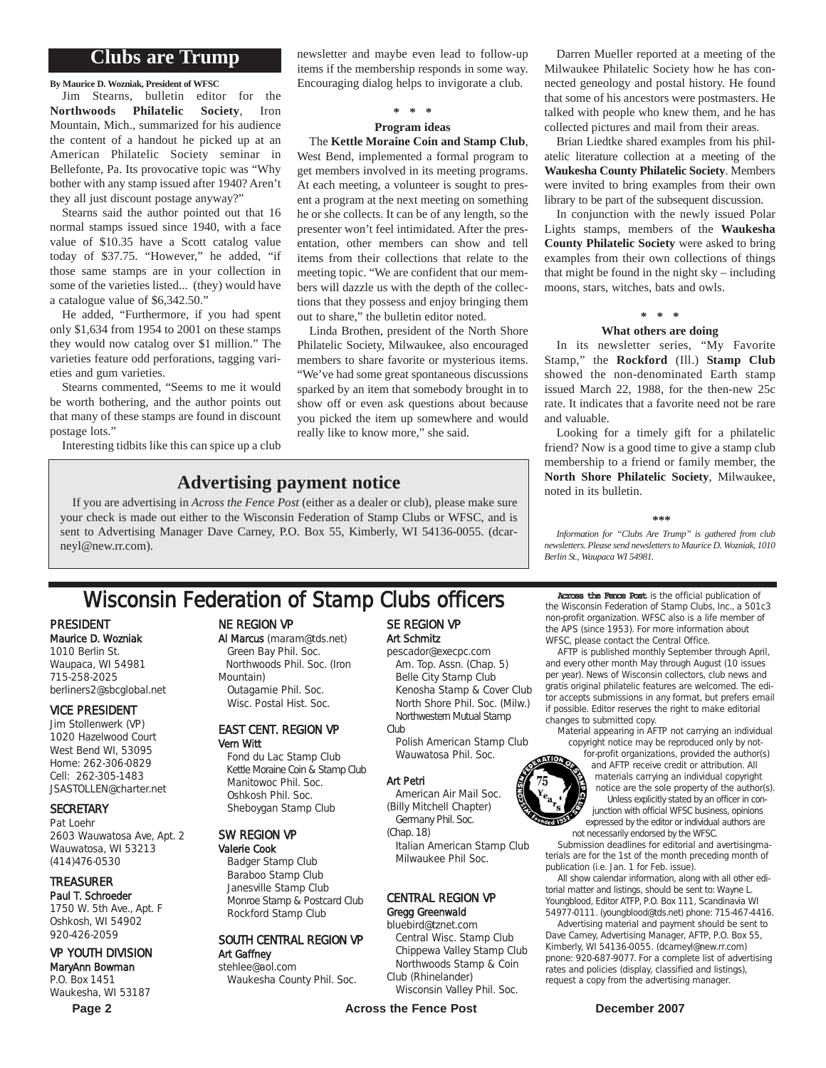## Clubs are Trump

**By Maurice D. Wozniak, President of WFSC**

Jim Stearns, bulletin editor for the **Northwoods Philatelic Society**, Iron Mountain, Mich., summarized for his audience the content of a handout he picked up at an American Philatelic Society seminar in Bellefonte, Pa. Its provocative topic was "Why bother with any stamp issued after 1940? Aren't they all just discount postage anyway?"

Stearns said the author pointed out that 16 normal stamps issued since 1940, with a face value of $10.35 have a Scott catalog value today of $37.75. "However," he added, "if those same stamps are in your collection in some of the varieties listed... (they) would have a catalogue value of $6,342.50."

He added, "Furthermore, if you had spent only $1,634 from 1954 to 2001 on these stamps they would now catalog over $1 million." The varieties feature odd perforations, tagging varieties and gum varieties.

Stearns commented, "Seems to me it would be worth bothering, and the author points out that many of these stamps are found in discount postage lots."

Interesting tidbits like this can spice up a club newsletter and maybe even lead to follow-up items if the membership responds in some way. Encouraging dialog helps to invigorate a club.

\* \* \*

### Program ideas

The **Kettle Moraine Coin and Stamp Club**, West Bend, implemented a formal program to get members involved in its meeting programs. At each meeting, a volunteer is sought to present a program at the next meeting on something he or she collects. It can be of any length, so the presenter won't feel intimidated. After the presentation, other members can show and tell items from their collections that relate to the meeting topic. "We are confident that our members will dazzle us with the depth of the collections that they possess and enjoy bringing them out to share," the bulletin editor noted.

Linda Brothen, president of the North Shore Philatelic Society, Milwaukee, also encouraged members to share favorite or mysterious items. "We've had some great spontaneous discussions sparked by an item that somebody brought in to show off or even ask questions about because you picked the item up somewhere and would really like to know more," she said.

Darren Mueller reported at a meeting of the Milwaukee Philatelic Society how he has connected geneology and postal history. He found that some of his ancestors were postmasters. He talked with people who knew them, and he has collected pictures and mail from their areas.

Brian Liedtke shared examples from his philatelic literature collection at a meeting of the **Waukesha County Philatelic Society**. Members were invited to bring examples from their own library to be part of the subsequent discussion.

In conjunction with the newly issued Polar Lights stamps, members of the **Waukesha County Philatelic Society** were asked to bring examples from their own collections of things that might be found in the night sky – including moons, stars, witches, bats and owls.

\* \* \*

### What others are doing

In its newsletter series, "My Favorite Stamp," the **Rockford** (Ill.) **Stamp Club** showed the non-denominated Earth stamp issued March 22, 1988, for the then-new 25c rate. It indicates that a favorite need not be rare and valuable.

Looking for a timely gift for a philatelic friend? Now is a good time to give a stamp club membership to a friend or family member, the **North Shore Philatelic Society**, Milwaukee, noted in its bulletin.

\*\*\*

*Information for "Clubs Are Trump" is gathered from club newsletters. Please send newsletters to Maurice D. Wozniak, 1010 Berlin St., Waupaca WI 54981.*

## Advertising payment notice

If you are advertising in *Across the Fence Post* (either as a dealer or club), please make sure your check is made out either to the Wisconsin Federation of Stamp Clubs or WFSC, and is sent to Advertising Manager Dave Carney, P.O. Box 55, Kimberly, WI 54136-0055. (dcarneyl@new.rr.com).

## Wisconsin Federation of Stamp Clubs officers

**PRESIDENT**
Maurice D. Wozniak
1010 Berlin St.
Waupaca, WI 54981
715-258-2025
berliners2@sbcglobal.net

**VICE PRESIDENT**
Jim Stollenwerk (VP)
1020 Hazelwood Court
West Bend WI, 53095
Home: 262-306-0829
Cell: 262-305-1483
JSASTOLLEN@charter.net

**SECRETARY**
Pat Loehr
2603 Wauwatosa Ave, Apt. 2
Wauwatosa, WI 53213
(414)476-0530

**TREASURER**
Paul T. Schroeder
1750 W. 5th Ave., Apt. F
Oshkosh, WI 54902
920-426-2059

**VP YOUTH DIVISION**
MaryAnn Bowman
P.O. Box 1451
Waukesha, WI 53187

**NE REGION VP**
Al Marcus (maram@tds.net)
Green Bay Phil. Soc.
Northwoods Phil. Soc. (Iron Mountain)
Outagamie Phil. Soc.
Wisc. Postal Hist. Soc.

**EAST CENT. REGION VP**
Vern Witt
Fond du Lac Stamp Club
Kettle Moraine Coin & Stamp Club
Manitowoc Phil. Soc.
Oshkosh Phil. Soc.
Sheboygan Stamp Club

**SW REGION VP**
Valerie Cook
Badger Stamp Club
Baraboo Stamp Club
Janesville Stamp Club
Monroe Stamp & Postcard Club
Rockford Stamp Club

**SOUTH CENTRAL REGION VP**
Art Gaffney
stehlee@aol.com
Waukesha County Phil. Soc.

**SE REGION VP**
Art Schmitz
pescador@execpc.com
Am. Top. Assn. (Chap. 5)
Belle City Stamp Club
Kenosha Stamp & Cover Club
North Shore Phil. Soc. (Milw.)
Northwestern Mutual Stamp Club
Polish American Stamp Club
Wauwatosa Phil. Soc.

Art Petri
American Air Mail Soc. (Billy Mitchell Chapter)
Germany Phil. Soc. (Chap. 18)
Italian American Stamp Club
Milwaukee Phil Soc.

**CENTRAL REGION VP**
Gregg Greenwald
bluebird@tznet.com
Central Wisc. Stamp Club
Chippewa Valley Stamp Club
Northwoods Stamp & Coin Club (Rhinelander)
Wisconsin Valley Phil. Soc.

**Across the Fence Post** is the official publication of the Wisconsin Federation of Stamp Clubs, Inc., a 501c3 non-profit organization. WFSC also is a life member of the APS (since 1953). For more information about WFSC, please contact the Central Office.

AFTP is published monthly September through April, and every other month May through August (10 issues per year). News of Wisconsin collectors, club news and gratis original philatelic features are welcomed. The editor accepts submissions in any format, but prefers email if possible. Editor reserves the right to make editorial changes to submitted copy.

Material appearing in AFTP not carrying an individual copyright notice may be reproduced only by not-for-profit organizations, provided the author(s) and AFTP receive credit or attribution. All materials carrying an individual copyright notice are the sole property of the author(s).

Unless explicitly stated by an officer in conjunction with official WFSC business, opinions expressed by the editor or individual authors are not necessarily endorsed by the WFSC.

Submission deadlines for editorial and avertisingmaterials are for the 1st of the month preceding month of publication (i.e. Jan. 1 for Feb. issue).

All show calendar information, along with all other editorial matter and listings, should be sent to: Wayne L. Youngblood, Editor ATFP, P.O. Box 111, Scandinavia WI 54977-0111. (youngblood@tds.net) phone: 715-467-4416.

Advertising material and payment should be sent to Dave Carney, Advertising Manager, AFTP, P.O. Box 55, Kimberly, WI 54136-0055. (dcarneyl@new.rr.com) pnone: 920-687-9077. For a complete list of advertising rates and policies (display, classified and listings), request a copy from the advertising manager.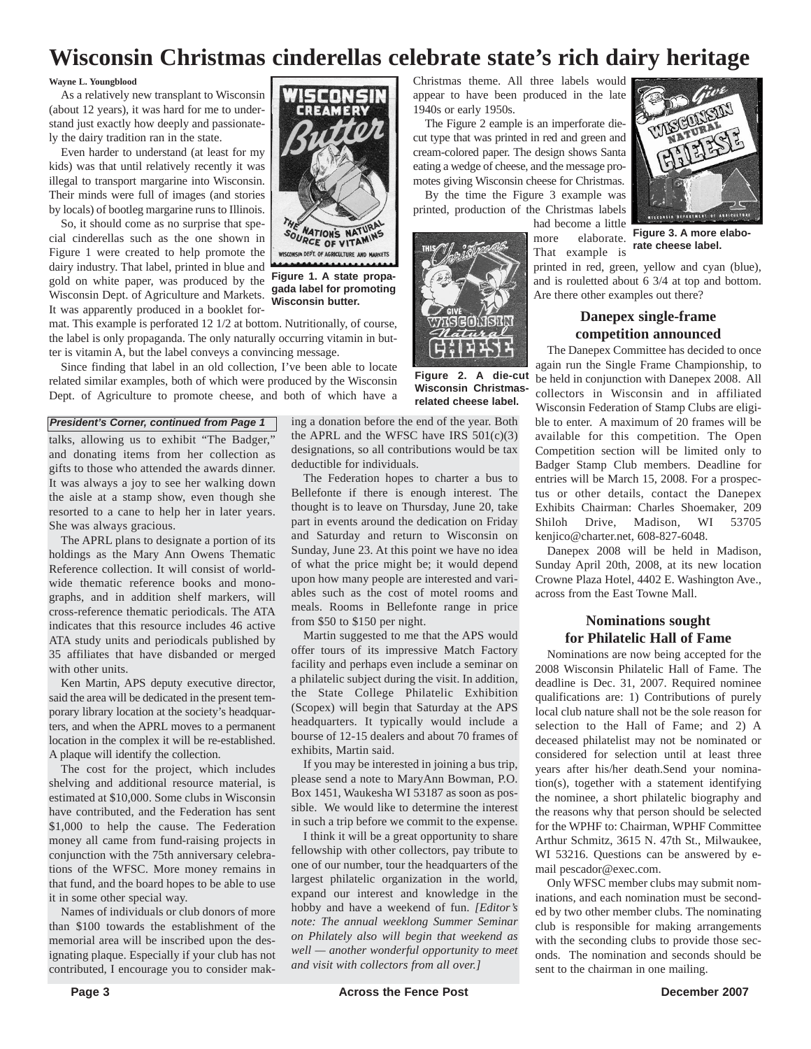# Wisconsin Christmas cinderellas celebrate state's rich dairy heritage

**Wayne L. Youngblood**

As a relatively new transplant to Wisconsin (about 12 years), it was hard for me to understand just exactly how deeply and passionately the dairy tradition ran in the state.

Even harder to understand (at least for my kids) was that until relatively recently it was illegal to transport margarine into Wisconsin. Their minds were full of images (and stories by locals) of bootleg margarine runs to Illinois.

So, it should come as no surprise that special cinderellas such as the one shown in Figure 1 were created to help promote the dairy industry. That label, printed in blue and gold on white paper, was produced by the Wisconsin Dept. of Agriculture and Markets. It was apparently produced in a booklet format. This example is perforated 12 1/2 at bottom. Nutritionally, of course, the label is only propaganda. The only naturally occurring vitamin in butter is vitamin A, but the label conveys a convincing message.

**Figure 1. A state propagada label for promoting Wisconsin butter.**

Since finding that label in an old collection, I've been able to locate related similar examples, both of which were produced by the Wisconsin Dept. of Agriculture to promote cheese, and both of which have a Christmas theme. All three labels would appear to have been produced in the late 1940s or early 1950s.

The Figure 2 eample is an imperforate die-cut type that was printed in red and green and cream-colored paper. The design shows Santa eating a wedge of cheese, and the message promotes giving Wisconsin cheese for Christmas.

**Figure 2. A die-cut Wisconsin Christmas-related cheese label.**

By the time the Figure 3 example was printed, production of the Christmas labels had become a little more elaborate. That example is printed in red, green, yellow and cyan (blue), and is rouletted about 6 3/4 at top and bottom. Are there other examples out there?

**Figure 3. A more elaborate cheese label.**

## President's Corner, continued from Page 1

talks, allowing us to exhibit "The Badger," and donating items from her collection as gifts to those who attended the awards dinner. It was always a joy to see her walking down the aisle at a stamp show, even though she resorted to a cane to help her in later years. She was always gracious.

The APRL plans to designate a portion of its holdings as the Mary Ann Owens Thematic Reference collection. It will consist of worldwide thematic reference books and monographs, and in addition shelf markers, will cross-reference thematic periodicals. The ATA indicates that this resource includes 46 active ATA study units and periodicals published by 35 affiliates that have disbanded or merged with other units.

Ken Martin, APS deputy executive director, said the area will be dedicated in the present temporary library location at the society's headquarters, and when the APRL moves to a permanent location in the complex it will be re-established. A plaque will identify the collection.

The cost for the project, which includes shelving and additional resource material, is estimated at $10,000. Some clubs in Wisconsin have contributed, and the Federation has sent $1,000 to help the cause. The Federation money all came from fund-raising projects in conjunction with the 75th anniversary celebrations of the WFSC. More money remains in that fund, and the board hopes to be able to use it in some other special way.

Names of individuals or club donors of more than $100 towards the establishment of the memorial area will be inscribed upon the designating plaque. Especially if your club has not contributed, I encourage you to consider making a donation before the end of the year. Both the APRL and the WFSC have IRS 501(c)(3) designations, so all contributions would be tax deductible for individuals.

The Federation hopes to charter a bus to Bellefonte if there is enough interest. The thought is to leave on Thursday, June 20, take part in events around the dedication on Friday and Saturday and return to Wisconsin on Sunday, June 23. At this point we have no idea of what the price might be; it would depend upon how many people are interested and variables such as the cost of motel rooms and meals. Rooms in Bellefonte range in price from $50 to $150 per night.

Martin suggested to me that the APS would offer tours of its impressive Match Factory facility and perhaps even include a seminar on a philatelic subject during the visit. In addition, the State College Philatelic Exhibition (Scopex) will begin that Saturday at the APS headquarters. It typically would include a bourse of 12-15 dealers and about 70 frames of exhibits, Martin said.

If you may be interested in joining a bus trip, please send a note to MaryAnn Bowman, P.O. Box 1451, Waukesha WI 53187 as soon as possible. We would like to determine the interest in such a trip before we commit to the expense.

I think it will be a great opportunity to share fellowship with other collectors, pay tribute to one of our number, tour the headquarters of the largest philatelic organization in the world, expand our interest and knowledge in the hobby and have a weekend of fun. *[Editor's note: The annual weeklong Summer Seminar on Philately also will begin that weekend as well — another wonderful opportunity to meet and visit with collectors from all over.]*

## Danepex single-frame competition announced

The Danepex Committee has decided to once again run the Single Frame Championship, to be held in conjunction with Danepex 2008. All collectors in Wisconsin and in affiliated Wisconsin Federation of Stamp Clubs are eligible to enter. A maximum of 20 frames will be available for this competition. The Open Competition section will be limited only to Badger Stamp Club members. Deadline for entries will be March 15, 2008. For a prospectus or other details, contact the Danepex Exhibits Chairman: Charles Shoemaker, 209 Shiloh Drive, Madison, WI 53705 kenjico@charter.net, 608-827-6048.

Danepex 2008 will be held in Madison, Sunday April 20th, 2008, at its new location Crowne Plaza Hotel, 4402 E. Washington Ave., across from the East Towne Mall.

## Nominations sought for Philatelic Hall of Fame

Nominations are now being accepted for the 2008 Wisconsin Philatelic Hall of Fame. The deadline is Dec. 31, 2007. Required nominee qualifications are: 1) Contributions of purely local club nature shall not be the sole reason for selection to the Hall of Fame; and 2) A deceased philatelist may not be nominated or considered for selection until at least three years after his/her death.Send your nomination(s), together with a statement identifying the nominee, a short philatelic biography and the reasons why that person should be selected for the WPHF to: Chairman, WPHF Committee Arthur Schmitz, 3615 N. 47th St., Milwaukee, WI 53216. Questions can be answered by e-mail pescador@exec.com.

Only WFSC member clubs may submit nominations, and each nomination must be seconded by two other member clubs. The nominating club is responsible for making arrangements with the seconding clubs to provide those seconds. The nomination and seconds should be sent to the chairman in one mailing.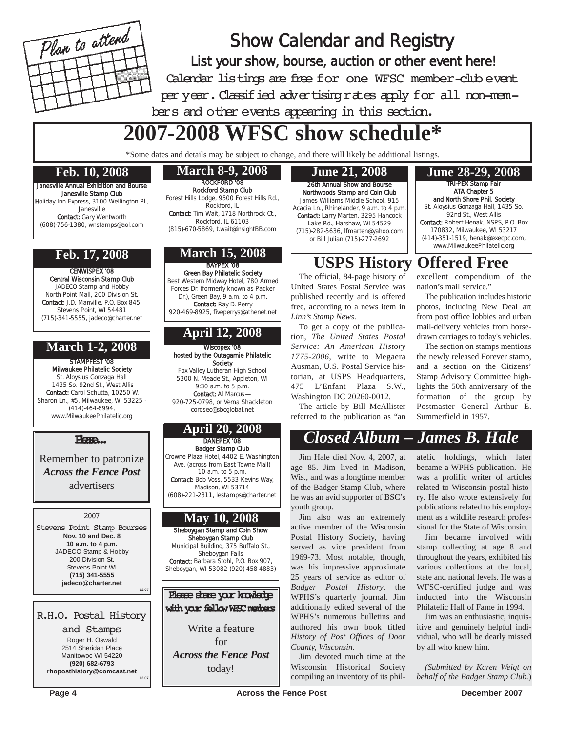Plan to attend

# Show Calendar and Registry

## List your show, bourse, auction or other event here!

Calendar listings are free for one WFSC member-club event per year. Classified advertising rates apply for all non-members and other events appearing in this section.

# 2007-2008 WFSC show schedule*

*Some dates and details may be subject to change, and there will likely be additional listings.

### Feb. 10, 2008

**Janesville Annual Exhibition and Bourse**
**Janesville Stamp Club**
Holiday Inn Express, 3100 Wellington Pl., Janesville
**Contact:** Gary Wentworth
(608)-756-1380, wnstamps@aol.com

### Feb. 17, 2008

**CENWISPEX '08**
**Central Wisconsin Stamp Club**
JADECO Stamp and Hobby
North Point Mall, 200 Division St.
**Contact:** J.D. Manville, P.O. Box 845, Stevens Point, WI 54481
(715)-341-5555, jadeco@charter.net

### March 1-2, 2008

**STAMPFEST '08**
**Milwaukee Philatelic Society**
St. Aloysius Gonzaga Hall
1435 So. 92nd St., West Allis
**Contact:** Carol Schutta, 10250 W. Sharon Ln., #5, Milwaukee, WI 53225 - (414)-464-6994,
www.MilwaukeePhilatelic.org

**Please...**

Remember to patronize *Across the Fence Post* advertisers

2007
Stevens Point Stamp Bourses
**Nov. 10 and Dec. 8**
**10 a.m. to 4 p.m.**
JADECO Stamp & Hobby
200 Division St.
Stevens Point WI
**(715) 341-5555**
**jadeco@charter.net**
12.07

R.H.O. Postal History and Stamps
Roger H. Oswald
2514 Sheridan Place
Manitowoc WI 54220
**(920) 682-6793**
**rhoposthistory@comcast.net**
12.07

### March 8-9, 2008

**ROCKFORD '08**
**Rockford Stamp Club**
Forest Hills Lodge, 9500 Forest Hills Rd., Rockford, IL
**Contact:** Tim Wait, 1718 Northrock Ct., Rockford, IL 61103
(815)-670-5869, t.wait@insightBB.com

### March 15, 2008

**BAYPEX '08**
**Green Bay Philatelic Society**
Best Western Midway Hotel, 780 Armed Forces Dr. (formerly known as Packer Dr.), Green Bay, 9 a.m. to 4 p.m.
**Contact:** Ray D. Perry
920-469-8925, fiveperrys@athenet.net

### April 12, 2008

**Wiscopex '08**
**hosted by the Outagamie Philatelic Society**
Fox Valley Lutheran High School
5300 N. Meade St., Appleton, WI
9:30 a.m. to 5 p.m.
**Contact:** Al Marcus —
920-725-0798, or Verna Shackleton
corosec@sbcglobal.net

### April 20, 2008

**DANEPEX '08**
**Badger Stamp Club**
Crowne Plaza Hotel, 4402 E. Washington Ave. (across from East Towne Mall)
10 a.m. to 5 p.m.
**Contact:** Bob Voss, 5533 Kevins Way, Madison, WI 53714
(608)-221-2311, lestamps@charter.net

### May 10, 2008

**Sheboygan Stamp and Coin Show**
**Sheboygan Stamp Club**
Municipal Building, 375 Buffalo St., Sheboygan Falls
**Contact:** Barbara Stohl, P.O. Box 907, Sheboygan, WI 53082 (920)-458-4883)

**Please share your knowledge with your fellow WFSC members**

Write a feature for *Across the Fence Post* today!

### June 21, 2008

**26th Annual Show and Bourse**
**Northwoods Stamp and Coin Club**
James Williams Middle School, 915 Acacia Ln., Rhinelander, 9 a.m. to 4 p.m.
**Contact:** Larry Marten, 3295 Hancock Lake Rd., Harshaw, WI 54529
(715)-282-5636, lfmarten@yahoo.com
or Bill Julian (715)-277-2692

### June 28-29, 2008

**TRI-PEX Stamp Fair**
**ATA Chapter 5**
**and North Shore Phil. Society**
St. Aloysius Gonzaga Hall, 1435 So. 92nd St., West Allis
**Contact:** Robert Henak, NSPS, P.O. Box 170832, Milwaukee, WI 53217
(414)-351-1519, henak@execpc.com,
www.MilwaukeePhilatelic.org

# USPS History Offered Free

The official, 84-page history of United States Postal Service was published recently and is offered free, according to a news item in *Linn's Stamp News*.

To get a copy of the publication, *The United States Postal Service: An American History 1775-2006*, write to Megaera Ausman, U.S. Postal Service historian, at USPS Headquarters, 475 L'Enfant Plaza S.W., Washington DC 20260-0012.

The article by Bill McAllister referred to the publication as "an excellent compendium of the nation's mail service."

The publication includes historic photos, including New Deal art from post office lobbies and urban mail-delivery vehicles from horse-drawn carriages to today's vehicles.

The section on stamps mentions the newly released Forever stamp, and a section on the Citizens' Stamp Advisory Committee highlights the 50th anniversary of the formation of the group by Postmaster General Arthur E. Summerfield in 1957.

# *Closed Album – James B. Hale*

Jim Hale died Nov. 4, 2007, at age 85. Jim lived in Madison, Wis., and was a longtime member of the Badger Stamp Club, where he was an avid supporter of BSC's youth group.

Jim also was an extremely active member of the Wisconsin Postal History Society, having served as vice president from 1969-73. Most notable, though, was his impressive approximate 25 years of service as editor of *Badger Postal History*, the WPHS's quarterly journal. Jim additionally edited several of the WPHS's numerous bulletins and authored his own book titled *History of Post Offices of Door County, Wisconsin*.

Jim devoted much time at the Wisconsin Historical Society compiling an inventory of its philatelic holdings, which later became a WPHS publication. He was a prolific writer of articles related to Wisconsin postal history. He also wrote extensively for publications related to his employment as a wildlife research professional for the State of Wisconsin.

Jim became involved with stamp collecting at age 8 and throughout the years, exhibited his various collections at the local, state and national levels. He was a WFSC-certified judge and was inducted into the Wisconsin Philatelic Hall of Fame in 1994.

Jim was an enthusiastic, inquisitive and genuinely helpful individual, who will be dearly missed by all who knew him.

*(Submitted by Karen Weigt on behalf of the Badger Stamp Club.)*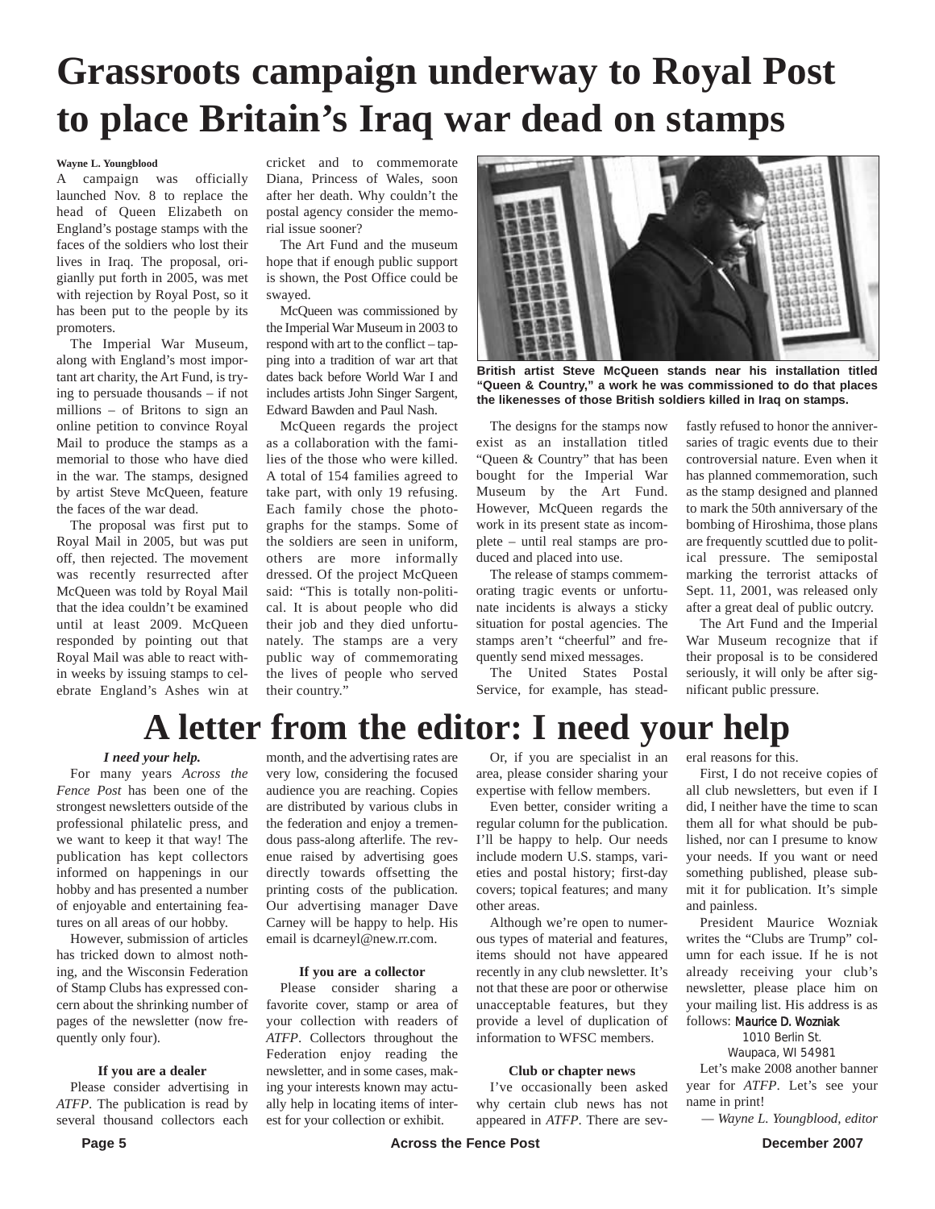# Grassroots campaign underway to Royal Post to place Britain's Iraq war dead on stamps

**Wayne L. Youngblood**

A campaign was officially launched Nov. 8 to replace the head of Queen Elizabeth on England's postage stamps with the faces of the soldiers who lost their lives in Iraq. The proposal, origianlly put forth in 2005, was met with rejection by Royal Post, so it has been put to the people by its promoters.

The Imperial War Museum, along with England's most important art charity, the Art Fund, is trying to persuade thousands – if not millions – of Britons to sign an online petition to convince Royal Mail to produce the stamps as a memorial to those who have died in the war. The stamps, designed by artist Steve McQueen, feature the faces of the war dead.

The proposal was first put to Royal Mail in 2005, but was put off, then rejected. The movement was recently resurrected after McQueen was told by Royal Mail that the idea couldn't be examined until at least 2009. McQueen responded by pointing out that Royal Mail was able to react within weeks by issuing stamps to celebrate England's Ashes win at cricket and to commemorate Diana, Princess of Wales, soon after her death. Why couldn't the postal agency consider the memorial issue sooner?

The Art Fund and the museum hope that if enough public support is shown, the Post Office could be swayed.

McQueen was commissioned by the Imperial War Museum in 2003 to respond with art to the conflict – tapping into a tradition of war art that dates back before World War I and includes artists John Singer Sargent, Edward Bawden and Paul Nash.

McQueen regards the project as a collaboration with the families of the those who were killed. A total of 154 families agreed to take part, with only 19 refusing. Each family chose the photographs for the stamps. Some of the soldiers are seen in uniform, others are more informally dressed. Of the project McQueen said: "This is totally non-political. It is about people who did their job and they died unfortunately. The stamps are a very public way of commemorating the lives of people who served their country."

**British artist Steve McQueen stands near his installation titled "Queen & Country," a work he was commissioned to do that places the likenesses of those British soldiers killed in Iraq on stamps.**

The designs for the stamps now exist as an installation titled "Queen & Country" that has been bought for the Imperial War Museum by the Art Fund. However, McQueen regards the work in its present state as incomplete – until real stamps are produced and placed into use.

The release of stamps commemorating tragic events or unfortunate incidents is always a sticky situation for postal agencies. The stamps aren't "cheerful" and frequently send mixed messages.

The United States Postal Service, for example, has steadfastly refused to honor the anniversaries of tragic events due to their controversial nature. Even when it has planned commemoration, such as the stamp designed and planned to mark the 50th anniversary of the bombing of Hiroshima, those plans are frequently scuttled due to political pressure. The semipostal marking the terrorist attacks of Sept. 11, 2001, was released only after a great deal of public outcry.

The Art Fund and the Imperial War Museum recognize that if their proposal is to be considered seriously, it will only be after significant public pressure.

# A letter from the editor: I need your help

***I need your help.***

For many years *Across the Fence Post* has been one of the strongest newsletters outside of the professional philatelic press, and we want to keep it that way! The publication has kept collectors informed on happenings in our hobby and has presented a number of enjoyable and entertaining features on all areas of our hobby.

However, submission of articles has tricked down to almost nothing, and the Wisconsin Federation of Stamp Clubs has expressed concern about the shrinking number of pages of the newsletter (now frequently only four).

**If you are a dealer**

Please consider advertising in *ATFP*. The publication is read by several thousand collectors each month, and the advertising rates are very low, considering the focused audience you are reaching. Copies are distributed by various clubs in the federation and enjoy a tremendous pass-along afterlife. The revenue raised by advertising goes directly towards offsetting the printing costs of the publication. Our advertising manager Dave Carney will be happy to help. His email is dcarneyl@new.rr.com.

**If you are a collector**

Please consider sharing a favorite cover, stamp or area of your collection with readers of *ATFP*. Collectors throughout the Federation enjoy reading the newsletter, and in some cases, making your interests known may actually help in locating items of interest for your collection or exhibit.

Or, if you are specialist in an area, please consider sharing your expertise with fellow members.

Even better, consider writing a regular column for the publication. I'll be happy to help. Our needs include modern U.S. stamps, varieties and postal history; first-day covers; topical features; and many other areas.

Although we're open to numerous types of material and features, items should not have appeared recently in any club newsletter. It's not that these are poor or otherwise unacceptable features, but they provide a level of duplication of information to WFSC members.

**Club or chapter news**

I've occasionally been asked why certain club news has not appeared in *ATFP*. There are several reasons for this.

First, I do not receive copies of all club newsletters, but even if I did, I neither have the time to scan them all for what should be published, nor can I presume to know your needs. If you want or need something published, please submit it for publication. It's simple and painless.

President Maurice Wozniak writes the "Clubs are Trump" column for each issue. If he is not already receiving your club's newsletter, please place him on your mailing list. His address is as follows: Maurice D. Wozniak

1010 Berlin St.
Waupaca, WI 54981

Let's make 2008 another banner year for *ATFP*. Let's see your name in print!

*— Wayne L. Youngblood, editor*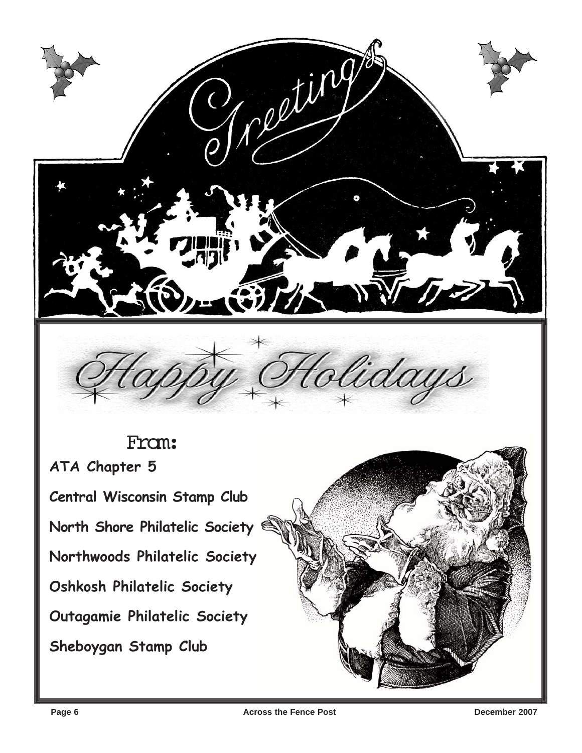# Greetings

# Happy Holidays

## From:

**ATA Chapter 5**

**Central Wisconsin Stamp Club**

**North Shore Philatelic Society**

**Northwoods Philatelic Society**

**Oshkosh Philatelic Society**

**Outagamie Philatelic Society**

**Sheboygan Stamp Club**